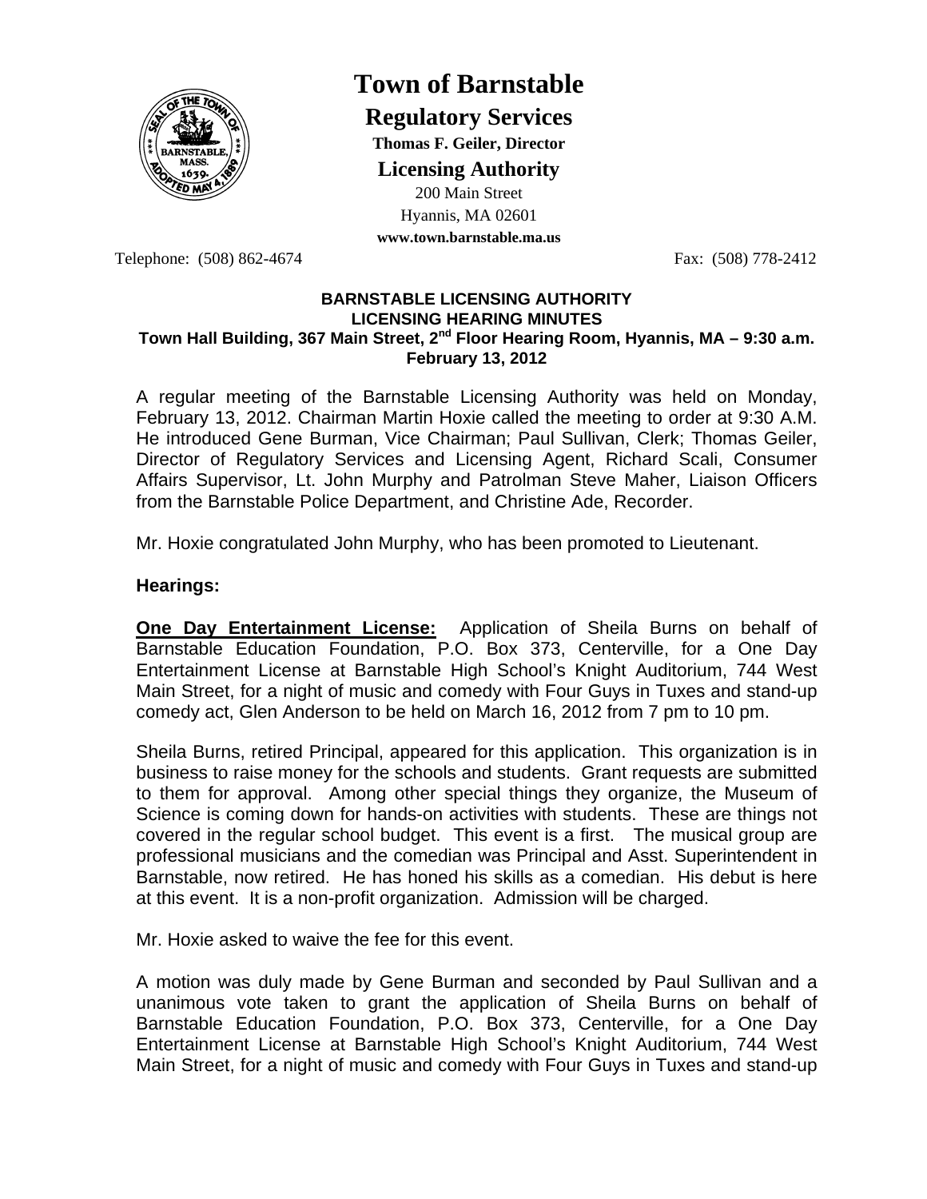# Town of Barnstable

## Regulatory Services

**Thomas F. Geiler, Director**

## Licensing Authority

200 Main Street
Hyannis, MA 02601
**www.town.barnstable.ma.us**

Telephone: (508) 862-4674 Fax: (508) 778-2412

**BARNSTABLE LICENSING AUTHORITY**
**LICENSING HEARING MINUTES**
**Town Hall Building, 367 Main Street, 2nd Floor Hearing Room, Hyannis, MA – 9:30 a.m.**
**February 13, 2012**

A regular meeting of the Barnstable Licensing Authority was held on Monday, February 13, 2012. Chairman Martin Hoxie called the meeting to order at 9:30 A.M. He introduced Gene Burman, Vice Chairman; Paul Sullivan, Clerk; Thomas Geiler, Director of Regulatory Services and Licensing Agent, Richard Scali, Consumer Affairs Supervisor, Lt. John Murphy and Patrolman Steve Maher, Liaison Officers from the Barnstable Police Department, and Christine Ade, Recorder.

Mr. Hoxie congratulated John Murphy, who has been promoted to Lieutenant.

### Hearings:

**One Day Entertainment License:** Application of Sheila Burns on behalf of Barnstable Education Foundation, P.O. Box 373, Centerville, for a One Day Entertainment License at Barnstable High School's Knight Auditorium, 744 West Main Street, for a night of music and comedy with Four Guys in Tuxes and stand-up comedy act, Glen Anderson to be held on March 16, 2012 from 7 pm to 10 pm.

Sheila Burns, retired Principal, appeared for this application. This organization is in business to raise money for the schools and students. Grant requests are submitted to them for approval. Among other special things they organize, the Museum of Science is coming down for hands-on activities with students. These are things not covered in the regular school budget. This event is a first. The musical group are professional musicians and the comedian was Principal and Asst. Superintendent in Barnstable, now retired. He has honed his skills as a comedian. His debut is here at this event. It is a non-profit organization. Admission will be charged.

Mr. Hoxie asked to waive the fee for this event.

A motion was duly made by Gene Burman and seconded by Paul Sullivan and a unanimous vote taken to grant the application of Sheila Burns on behalf of Barnstable Education Foundation, P.O. Box 373, Centerville, for a One Day Entertainment License at Barnstable High School's Knight Auditorium, 744 West Main Street, for a night of music and comedy with Four Guys in Tuxes and stand-up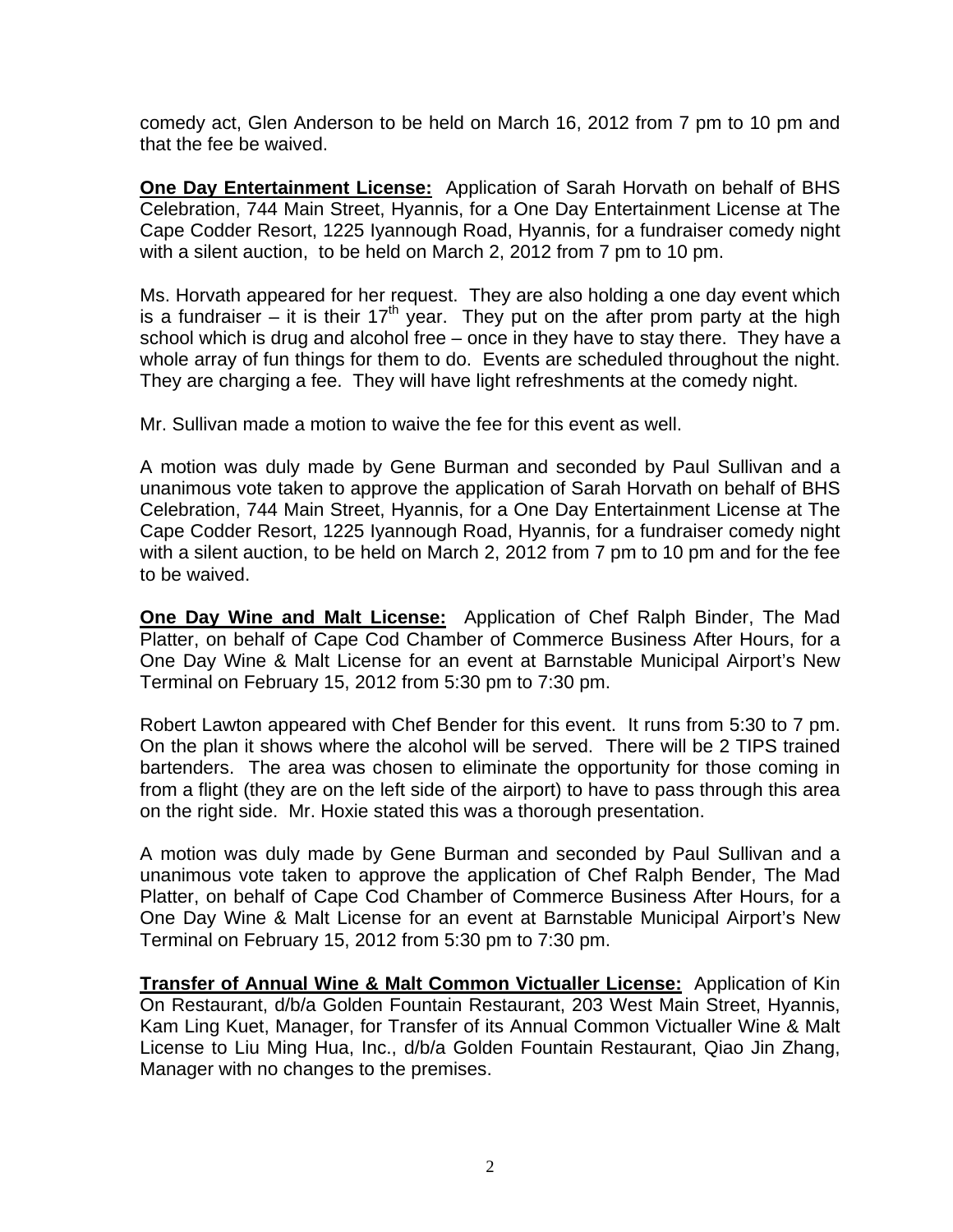comedy act, Glen Anderson to be held on March 16, 2012 from 7 pm to 10 pm and that the fee be waived.

**One Day Entertainment License:** Application of Sarah Horvath on behalf of BHS Celebration, 744 Main Street, Hyannis, for a One Day Entertainment License at The Cape Codder Resort, 1225 Iyannough Road, Hyannis, for a fundraiser comedy night with a silent auction, to be held on March 2, 2012 from 7 pm to 10 pm.

Ms. Horvath appeared for her request. They are also holding a one day event which is a fundraiser – it is their 17th year. They put on the after prom party at the high school which is drug and alcohol free – once in they have to stay there. They have a whole array of fun things for them to do. Events are scheduled throughout the night. They are charging a fee. They will have light refreshments at the comedy night.

Mr. Sullivan made a motion to waive the fee for this event as well.

A motion was duly made by Gene Burman and seconded by Paul Sullivan and a unanimous vote taken to approve the application of Sarah Horvath on behalf of BHS Celebration, 744 Main Street, Hyannis, for a One Day Entertainment License at The Cape Codder Resort, 1225 Iyannough Road, Hyannis, for a fundraiser comedy night with a silent auction, to be held on March 2, 2012 from 7 pm to 10 pm and for the fee to be waived.

**One Day Wine and Malt License:** Application of Chef Ralph Binder, The Mad Platter, on behalf of Cape Cod Chamber of Commerce Business After Hours, for a One Day Wine & Malt License for an event at Barnstable Municipal Airport's New Terminal on February 15, 2012 from 5:30 pm to 7:30 pm.

Robert Lawton appeared with Chef Bender for this event. It runs from 5:30 to 7 pm. On the plan it shows where the alcohol will be served. There will be 2 TIPS trained bartenders. The area was chosen to eliminate the opportunity for those coming in from a flight (they are on the left side of the airport) to have to pass through this area on the right side. Mr. Hoxie stated this was a thorough presentation.

A motion was duly made by Gene Burman and seconded by Paul Sullivan and a unanimous vote taken to approve the application of Chef Ralph Bender, The Mad Platter, on behalf of Cape Cod Chamber of Commerce Business After Hours, for a One Day Wine & Malt License for an event at Barnstable Municipal Airport's New Terminal on February 15, 2012 from 5:30 pm to 7:30 pm.

**Transfer of Annual Wine & Malt Common Victualler License:** Application of Kin On Restaurant, d/b/a Golden Fountain Restaurant, 203 West Main Street, Hyannis, Kam Ling Kuet, Manager, for Transfer of its Annual Common Victualler Wine & Malt License to Liu Ming Hua, Inc., d/b/a Golden Fountain Restaurant, Qiao Jin Zhang, Manager with no changes to the premises.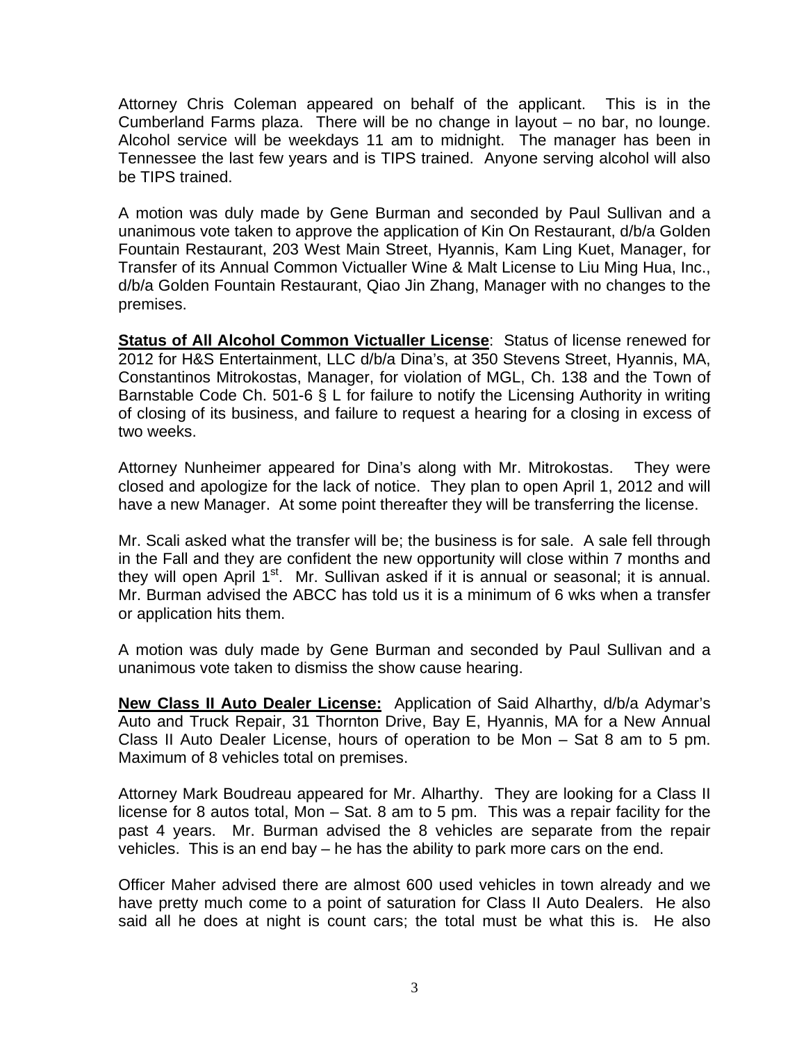Attorney Chris Coleman appeared on behalf of the applicant. This is in the Cumberland Farms plaza. There will be no change in layout – no bar, no lounge. Alcohol service will be weekdays 11 am to midnight. The manager has been in Tennessee the last few years and is TIPS trained. Anyone serving alcohol will also be TIPS trained.

A motion was duly made by Gene Burman and seconded by Paul Sullivan and a unanimous vote taken to approve the application of Kin On Restaurant, d/b/a Golden Fountain Restaurant, 203 West Main Street, Hyannis, Kam Ling Kuet, Manager, for Transfer of its Annual Common Victualler Wine & Malt License to Liu Ming Hua, Inc., d/b/a Golden Fountain Restaurant, Qiao Jin Zhang, Manager with no changes to the premises.

**Status of All Alcohol Common Victualler License**: Status of license renewed for 2012 for H&S Entertainment, LLC d/b/a Dina's, at 350 Stevens Street, Hyannis, MA, Constantinos Mitrokostas, Manager, for violation of MGL, Ch. 138 and the Town of Barnstable Code Ch. 501-6 § L for failure to notify the Licensing Authority in writing of closing of its business, and failure to request a hearing for a closing in excess of two weeks.

Attorney Nunheimer appeared for Dina's along with Mr. Mitrokostas. They were closed and apologize for the lack of notice. They plan to open April 1, 2012 and will have a new Manager. At some point thereafter they will be transferring the license.

Mr. Scali asked what the transfer will be; the business is for sale. A sale fell through in the Fall and they are confident the new opportunity will close within 7 months and they will open April 1st. Mr. Sullivan asked if it is annual or seasonal; it is annual. Mr. Burman advised the ABCC has told us it is a minimum of 6 wks when a transfer or application hits them.

A motion was duly made by Gene Burman and seconded by Paul Sullivan and a unanimous vote taken to dismiss the show cause hearing.

**New Class II Auto Dealer License:** Application of Said Alharthy, d/b/a Adymar's Auto and Truck Repair, 31 Thornton Drive, Bay E, Hyannis, MA for a New Annual Class II Auto Dealer License, hours of operation to be Mon – Sat 8 am to 5 pm. Maximum of 8 vehicles total on premises.

Attorney Mark Boudreau appeared for Mr. Alharthy. They are looking for a Class II license for 8 autos total, Mon – Sat. 8 am to 5 pm. This was a repair facility for the past 4 years. Mr. Burman advised the 8 vehicles are separate from the repair vehicles. This is an end bay – he has the ability to park more cars on the end.

Officer Maher advised there are almost 600 used vehicles in town already and we have pretty much come to a point of saturation for Class II Auto Dealers. He also said all he does at night is count cars; the total must be what this is. He also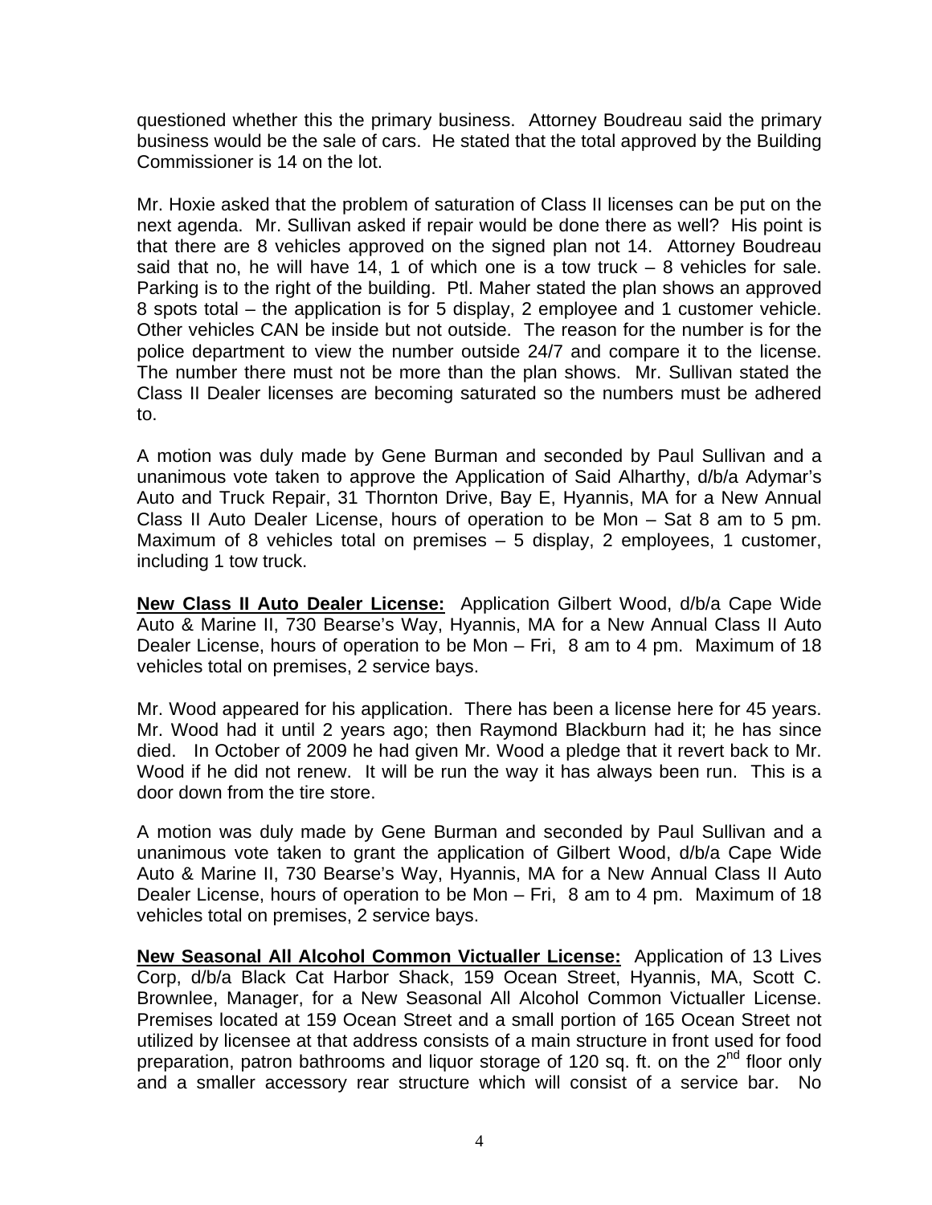questioned whether this the primary business. Attorney Boudreau said the primary business would be the sale of cars. He stated that the total approved by the Building Commissioner is 14 on the lot.

Mr. Hoxie asked that the problem of saturation of Class II licenses can be put on the next agenda. Mr. Sullivan asked if repair would be done there as well? His point is that there are 8 vehicles approved on the signed plan not 14. Attorney Boudreau said that no, he will have 14, 1 of which one is a tow truck – 8 vehicles for sale. Parking is to the right of the building. Ptl. Maher stated the plan shows an approved 8 spots total – the application is for 5 display, 2 employee and 1 customer vehicle. Other vehicles CAN be inside but not outside. The reason for the number is for the police department to view the number outside 24/7 and compare it to the license. The number there must not be more than the plan shows. Mr. Sullivan stated the Class II Dealer licenses are becoming saturated so the numbers must be adhered to.

A motion was duly made by Gene Burman and seconded by Paul Sullivan and a unanimous vote taken to approve the Application of Said Alharthy, d/b/a Adymar's Auto and Truck Repair, 31 Thornton Drive, Bay E, Hyannis, MA for a New Annual Class II Auto Dealer License, hours of operation to be Mon – Sat 8 am to 5 pm. Maximum of 8 vehicles total on premises – 5 display, 2 employees, 1 customer, including 1 tow truck.

**New Class II Auto Dealer License:** Application Gilbert Wood, d/b/a Cape Wide Auto & Marine II, 730 Bearse's Way, Hyannis, MA for a New Annual Class II Auto Dealer License, hours of operation to be Mon – Fri, 8 am to 4 pm. Maximum of 18 vehicles total on premises, 2 service bays.

Mr. Wood appeared for his application. There has been a license here for 45 years. Mr. Wood had it until 2 years ago; then Raymond Blackburn had it; he has since died. In October of 2009 he had given Mr. Wood a pledge that it revert back to Mr. Wood if he did not renew. It will be run the way it has always been run. This is a door down from the tire store.

A motion was duly made by Gene Burman and seconded by Paul Sullivan and a unanimous vote taken to grant the application of Gilbert Wood, d/b/a Cape Wide Auto & Marine II, 730 Bearse's Way, Hyannis, MA for a New Annual Class II Auto Dealer License, hours of operation to be Mon – Fri, 8 am to 4 pm. Maximum of 18 vehicles total on premises, 2 service bays.

**New Seasonal All Alcohol Common Victualler License:** Application of 13 Lives Corp, d/b/a Black Cat Harbor Shack, 159 Ocean Street, Hyannis, MA, Scott C. Brownlee, Manager, for a New Seasonal All Alcohol Common Victualler License. Premises located at 159 Ocean Street and a small portion of 165 Ocean Street not utilized by licensee at that address consists of a main structure in front used for food preparation, patron bathrooms and liquor storage of 120 sq. ft. on the 2nd floor only and a smaller accessory rear structure which will consist of a service bar. No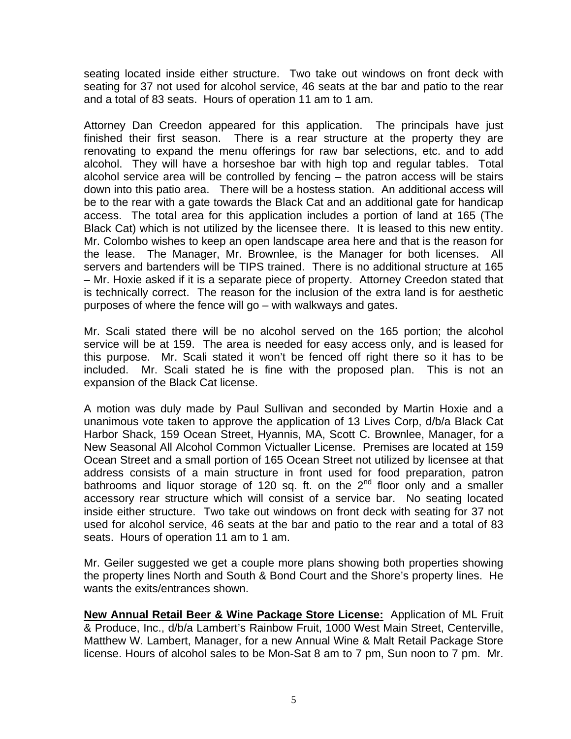seating located inside either structure. Two take out windows on front deck with seating for 37 not used for alcohol service, 46 seats at the bar and patio to the rear and a total of 83 seats. Hours of operation 11 am to 1 am.

Attorney Dan Creedon appeared for this application. The principals have just finished their first season. There is a rear structure at the property they are renovating to expand the menu offerings for raw bar selections, etc. and to add alcohol. They will have a horseshoe bar with high top and regular tables. Total alcohol service area will be controlled by fencing – the patron access will be stairs down into this patio area. There will be a hostess station. An additional access will be to the rear with a gate towards the Black Cat and an additional gate for handicap access. The total area for this application includes a portion of land at 165 (The Black Cat) which is not utilized by the licensee there. It is leased to this new entity. Mr. Colombo wishes to keep an open landscape area here and that is the reason for the lease. The Manager, Mr. Brownlee, is the Manager for both licenses. All servers and bartenders will be TIPS trained. There is no additional structure at 165 – Mr. Hoxie asked if it is a separate piece of property. Attorney Creedon stated that is technically correct. The reason for the inclusion of the extra land is for aesthetic purposes of where the fence will go – with walkways and gates.

Mr. Scali stated there will be no alcohol served on the 165 portion; the alcohol service will be at 159. The area is needed for easy access only, and is leased for this purpose. Mr. Scali stated it won't be fenced off right there so it has to be included. Mr. Scali stated he is fine with the proposed plan. This is not an expansion of the Black Cat license.

A motion was duly made by Paul Sullivan and seconded by Martin Hoxie and a unanimous vote taken to approve the application of 13 Lives Corp, d/b/a Black Cat Harbor Shack, 159 Ocean Street, Hyannis, MA, Scott C. Brownlee, Manager, for a New Seasonal All Alcohol Common Victualler License. Premises are located at 159 Ocean Street and a small portion of 165 Ocean Street not utilized by licensee at that address consists of a main structure in front used for food preparation, patron bathrooms and liquor storage of 120 sq. ft. on the 2nd floor only and a smaller accessory rear structure which will consist of a service bar. No seating located inside either structure. Two take out windows on front deck with seating for 37 not used for alcohol service, 46 seats at the bar and patio to the rear and a total of 83 seats. Hours of operation 11 am to 1 am.

Mr. Geiler suggested we get a couple more plans showing both properties showing the property lines North and South & Bond Court and the Shore's property lines. He wants the exits/entrances shown.

**New Annual Retail Beer & Wine Package Store License:** Application of ML Fruit & Produce, Inc., d/b/a Lambert's Rainbow Fruit, 1000 West Main Street, Centerville, Matthew W. Lambert, Manager, for a new Annual Wine & Malt Retail Package Store license. Hours of alcohol sales to be Mon-Sat 8 am to 7 pm, Sun noon to 7 pm. Mr.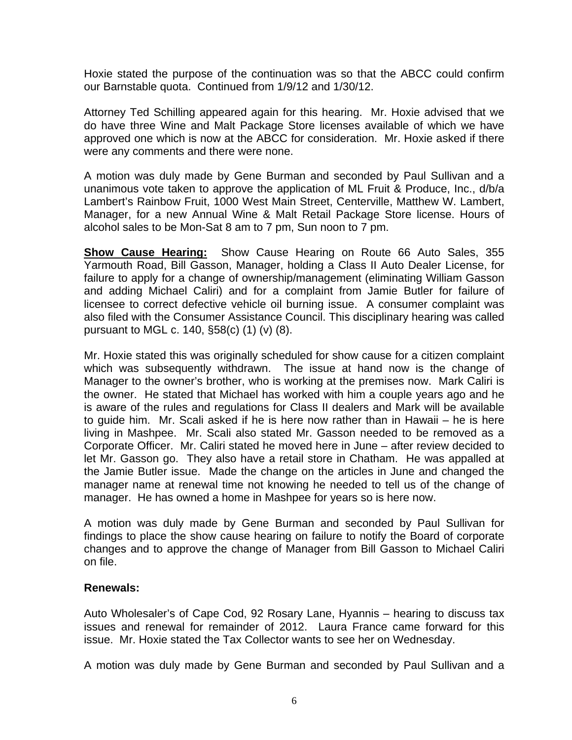Hoxie stated the purpose of the continuation was so that the ABCC could confirm our Barnstable quota. Continued from 1/9/12 and 1/30/12.

Attorney Ted Schilling appeared again for this hearing. Mr. Hoxie advised that we do have three Wine and Malt Package Store licenses available of which we have approved one which is now at the ABCC for consideration. Mr. Hoxie asked if there were any comments and there were none.

A motion was duly made by Gene Burman and seconded by Paul Sullivan and a unanimous vote taken to approve the application of ML Fruit & Produce, Inc., d/b/a Lambert's Rainbow Fruit, 1000 West Main Street, Centerville, Matthew W. Lambert, Manager, for a new Annual Wine & Malt Retail Package Store license. Hours of alcohol sales to be Mon-Sat 8 am to 7 pm, Sun noon to 7 pm.

**Show Cause Hearing:** Show Cause Hearing on Route 66 Auto Sales, 355 Yarmouth Road, Bill Gasson, Manager, holding a Class II Auto Dealer License, for failure to apply for a change of ownership/management (eliminating William Gasson and adding Michael Caliri) and for a complaint from Jamie Butler for failure of licensee to correct defective vehicle oil burning issue. A consumer complaint was also filed with the Consumer Assistance Council. This disciplinary hearing was called pursuant to MGL c. 140, §58(c) (1) (v) (8).

Mr. Hoxie stated this was originally scheduled for show cause for a citizen complaint which was subsequently withdrawn. The issue at hand now is the change of Manager to the owner's brother, who is working at the premises now. Mark Caliri is the owner. He stated that Michael has worked with him a couple years ago and he is aware of the rules and regulations for Class II dealers and Mark will be available to guide him. Mr. Scali asked if he is here now rather than in Hawaii – he is here living in Mashpee. Mr. Scali also stated Mr. Gasson needed to be removed as a Corporate Officer. Mr. Caliri stated he moved here in June – after review decided to let Mr. Gasson go. They also have a retail store in Chatham. He was appalled at the Jamie Butler issue. Made the change on the articles in June and changed the manager name at renewal time not knowing he needed to tell us of the change of manager. He has owned a home in Mashpee for years so is here now.

A motion was duly made by Gene Burman and seconded by Paul Sullivan for findings to place the show cause hearing on failure to notify the Board of corporate changes and to approve the change of Manager from Bill Gasson to Michael Caliri on file.

**Renewals:**

Auto Wholesaler's of Cape Cod, 92 Rosary Lane, Hyannis – hearing to discuss tax issues and renewal for remainder of 2012. Laura France came forward for this issue. Mr. Hoxie stated the Tax Collector wants to see her on Wednesday.

A motion was duly made by Gene Burman and seconded by Paul Sullivan and a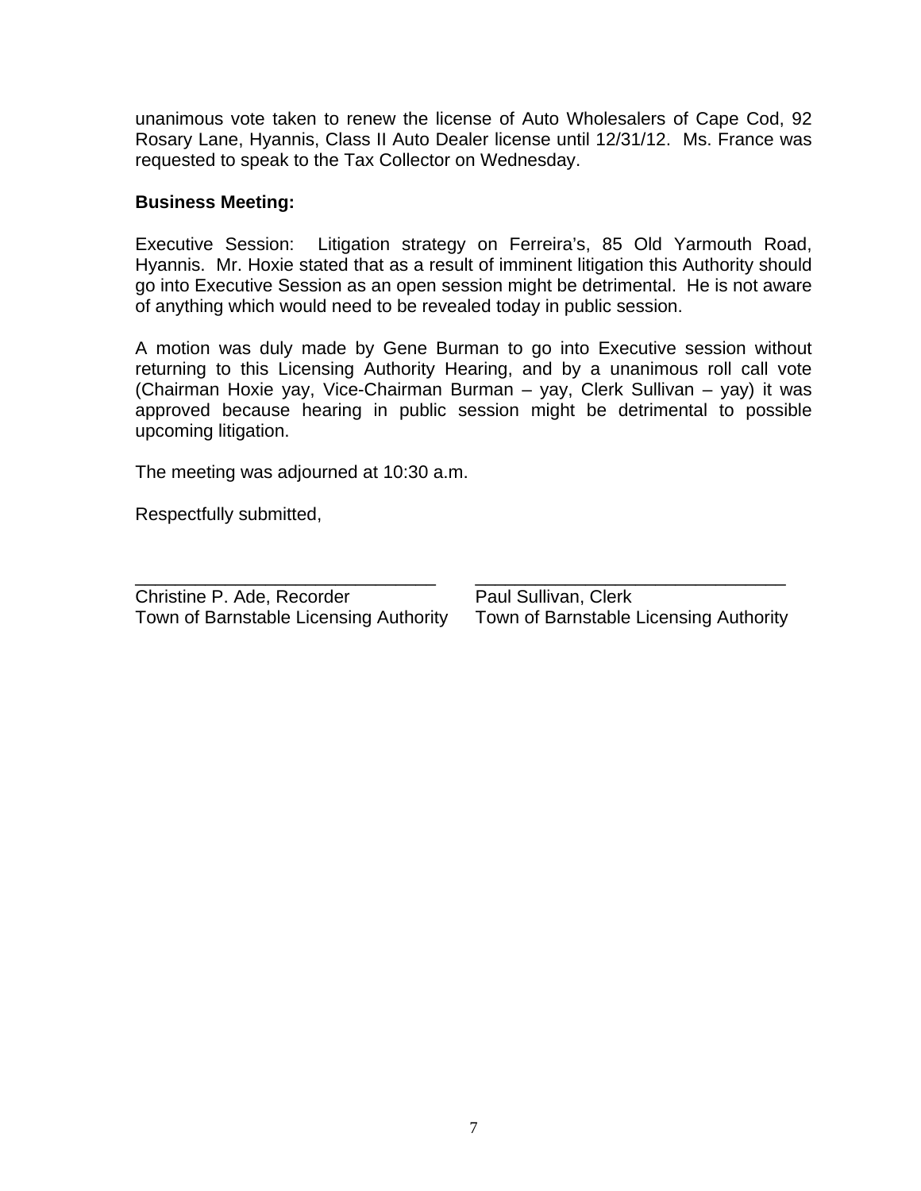unanimous vote taken to renew the license of Auto Wholesalers of Cape Cod, 92 Rosary Lane, Hyannis, Class II Auto Dealer license until 12/31/12. Ms. France was requested to speak to the Tax Collector on Wednesday.

**Business Meeting:**

Executive Session: Litigation strategy on Ferreira's, 85 Old Yarmouth Road, Hyannis. Mr. Hoxie stated that as a result of imminent litigation this Authority should go into Executive Session as an open session might be detrimental. He is not aware of anything which would need to be revealed today in public session.

A motion was duly made by Gene Burman to go into Executive session without returning to this Licensing Authority Hearing, and by a unanimous roll call vote (Chairman Hoxie yay, Vice-Chairman Burman – yay, Clerk Sullivan – yay) it was approved because hearing in public session might be detrimental to possible upcoming litigation.

The meeting was adjourned at 10:30 a.m.

Respectfully submitted,

_______________________________ _______________________________

Christine P. Ade, Recorder
Town of Barnstable Licensing Authority

Paul Sullivan, Clerk
Town of Barnstable Licensing Authority